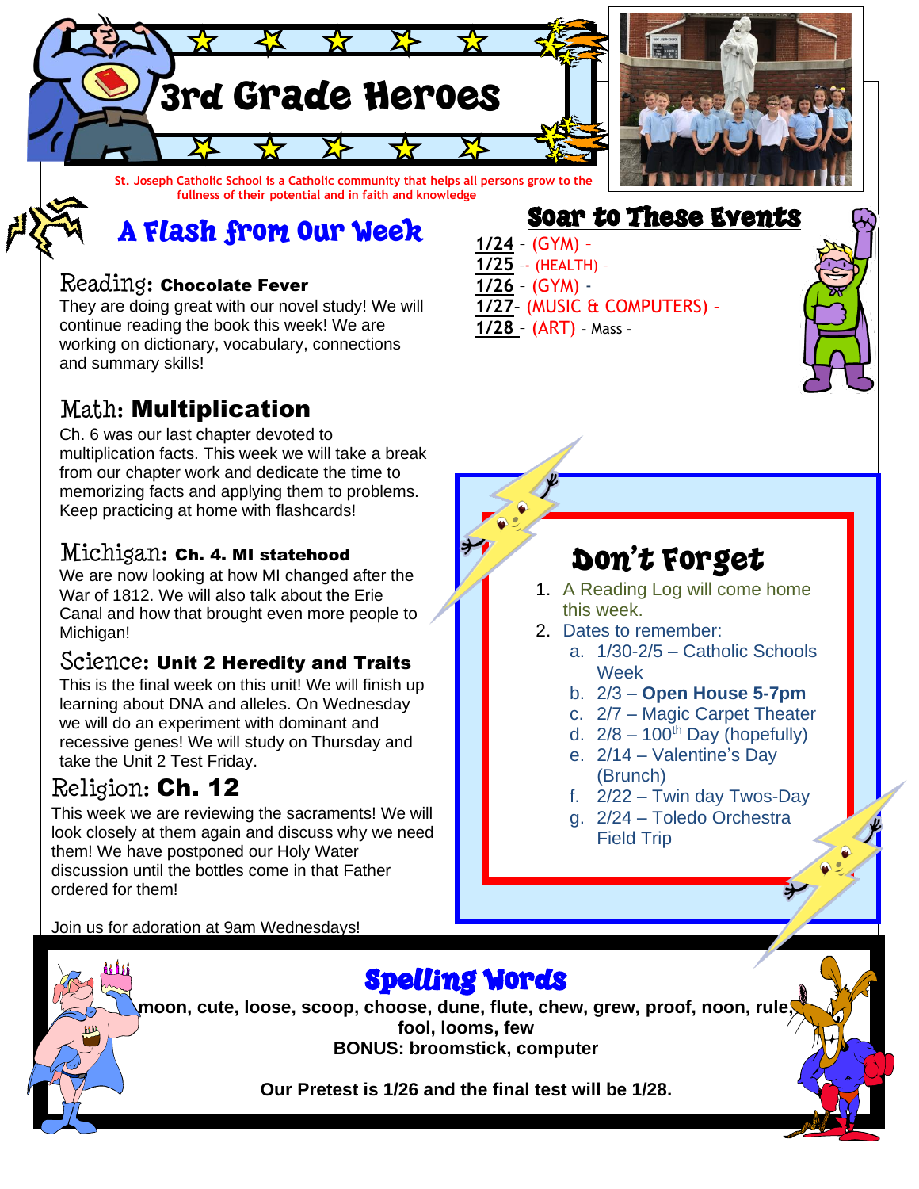# 3rd Grade Heroes

St. Joseph Catholic School is a Catholic community that helps all persons grow to the fullness of their potential and in faith and knowledge

## A Flash from Our Week

### Reading: **Chocolate Fever**

They are doing great with our novel study! We will continue reading the book this week! We are working on dictionary, vocabulary, connections and summary skills!

### Math: **Multiplication**

Ch. 6 was our last chapter devoted to multiplication facts. This week we will take a break from our chapter work and dedicate the time to memorizing facts and applying them to problems. Keep practicing at home with flashcards!

### Michigan: **Ch. 4. MI statehood**

We are now looking at how MI changed after the War of 1812. We will also talk about the Erie Canal and how that brought even more people to Michigan!

### Science: **Unit 2 Heredity and Traits**

This is the final week on this unit! We will finish up learning about DNA and alleles. On Wednesday we will do an experiment with dominant and recessive genes! We will study on Thursday and take the Unit 2 Test Friday.

### Religion: **Ch. 12**

This week we are reviewing the sacraments! We will look closely at them again and discuss why we need them! We have postponed our Holy Water discussion until the bottles come in that Father ordered for them!

Join us for adoration at 9am Wednesdays!

## Soar to These Events

**1/24** – (GYM) –
**1/25** -- (HEALTH) -
**1/26** – (GYM) -
**1/27**– (MUSIC & COMPUTERS) –
**1/28** – (ART) – Mass –

## Don't Forget

1. A Reading Log will come home this week.
2. Dates to remember:
   a. 1/30-2/5 – Catholic Schools Week
   b. 2/3 – **Open House 5-7pm**
   c. 2/7 – Magic Carpet Theater
   d. 2/8 – 100th Day (hopefully)
   e. 2/14 – Valentine's Day (Brunch)
   f. 2/22 – Twin day Twos-Day
   g. 2/24 – Toledo Orchestra Field Trip

## Spelling Words

**moon, cute, loose, scoop, choose, dune, flute, chew, grew, proof, noon, rule, fool, looms, few**

**BONUS: broomstick, computer**

**Our Pretest is 1/26 and the final test will be 1/28.**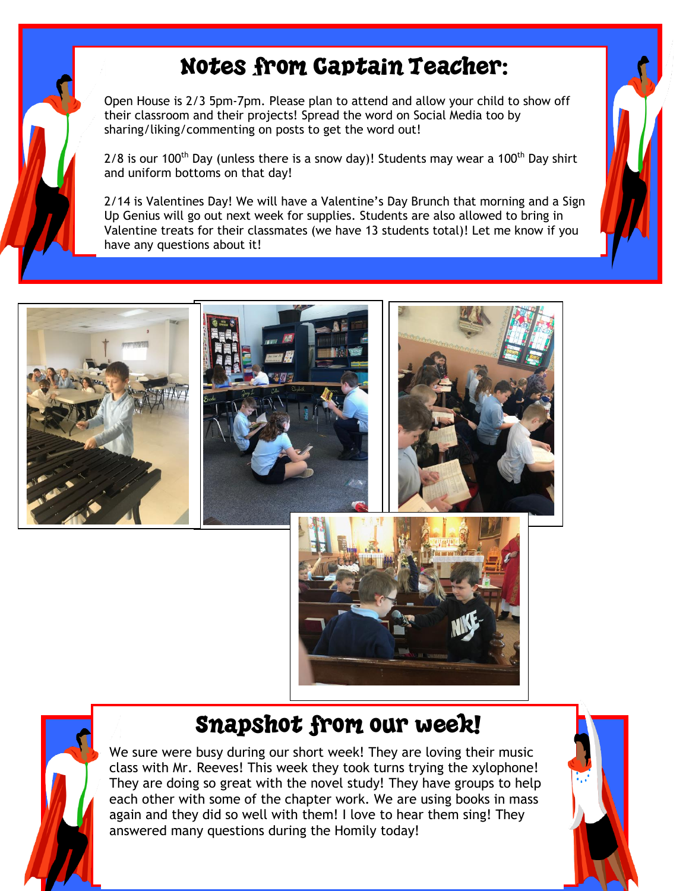# Notes from Captain Teacher:

Open House is 2/3 5pm-7pm. Please plan to attend and allow your child to show off their classroom and their projects! Spread the word on Social Media too by sharing/liking/commenting on posts to get the word out!

2/8 is our 100th Day (unless there is a snow day)! Students may wear a 100th Day shirt and uniform bottoms on that day!

2/14 is Valentines Day! We will have a Valentine's Day Brunch that morning and a Sign Up Genius will go out next week for supplies. Students are also allowed to bring in Valentine treats for their classmates (we have 13 students total)! Let me know if you have any questions about it!

# Snapshot from our week!

We sure were busy during our short week! They are loving their music class with Mr. Reeves! This week they took turns trying the xylophone! They are doing so great with the novel study! They have groups to help each other with some of the chapter work. We are using books in mass again and they did so well with them! I love to hear them sing! They answered many questions during the Homily today!